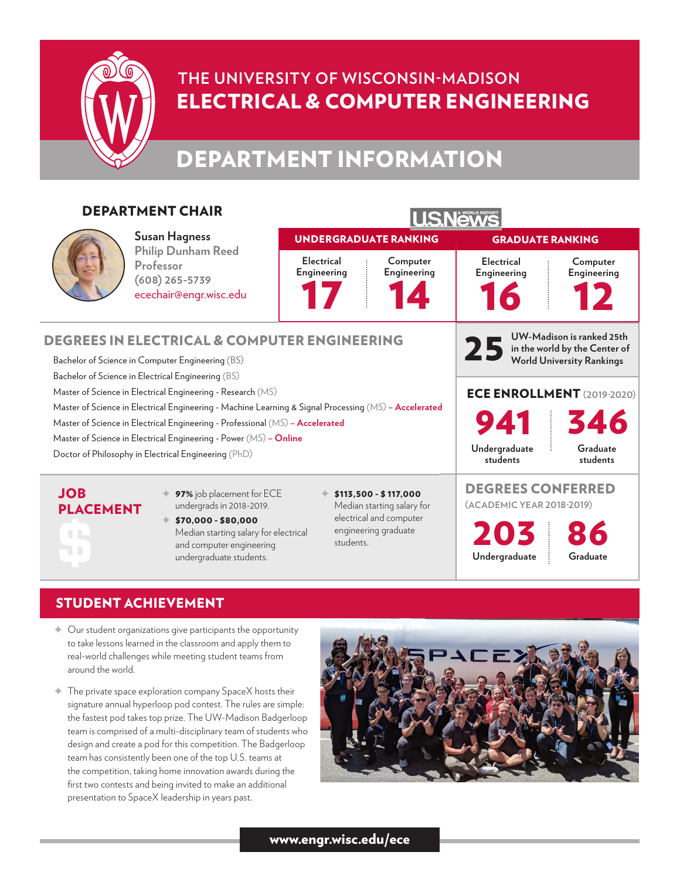# THE UNIVERSITY OF WISCONSIN-MADISON
# ELECTRICAL & COMPUTER ENGINEERING

## DEPARTMENT INFORMATION

### DEPARTMENT CHAIR

**Susan Hagness**
Philip Dunham Reed Professor
(608) 265-5739
ecechair@engr.wisc.edu

### U.S. News & World Report

| UNDERGRADUATE RANKING | | GRADUATE RANKING | |
|---|---|---|---|
| Electrical Engineering | Computer Engineering | Electrical Engineering | Computer Engineering |
| 17 | 14 | 16 | 12 |

**25** UW-Madison is ranked 25th in the world by the Center of World University Rankings

### DEGREES IN ELECTRICAL & COMPUTER ENGINEERING

- Bachelor of Science in Computer Engineering (BS)
- Bachelor of Science in Electrical Engineering (BS)
- Master of Science in Electrical Engineering - Research (MS)
- Master of Science in Electrical Engineering - Machine Learning & Signal Processing (MS) – **Accelerated**
- Master of Science in Electrical Engineering - Professional (MS) – **Accelerated**
- Master of Science in Electrical Engineering - Power (MS) – **Online**
- Doctor of Philosophy in Electrical Engineering (PhD)

### ECE ENROLLMENT (2019-2020)

**941** Undergraduate students

**346** Graduate students

### JOB PLACEMENT

- **97%** job placement for ECE undergrads in 2018-2019.
- **$70,000 - $80,000** Median starting salary for electrical and computer engineering undergraduate students.
- **$113,500 - $117,000** Median starting salary for electrical and computer engineering graduate students.

### DEGREES CONFERRED
(ACADEMIC YEAR 2018-2019)

**203** Undergraduate

**86** Graduate

## STUDENT ACHIEVEMENT

- Our student organizations give participants the opportunity to take lessons learned in the classroom and apply them to real-world challenges while meeting student teams from around the world.
- The private space exploration company SpaceX hosts their signature annual hyperloop pod contest. The rules are simple: the fastest pod takes top prize. The UW-Madison Badgerloop team is comprised of a multi-disciplinary team of students who design and create a pod for this competition. The Badgerloop team has consistently been one of the top U.S. teams at the competition, taking home innovation awards during the first two contests and being invited to make an additional presentation to SpaceX leadership in years past.

**www.engr.wisc.edu/ece**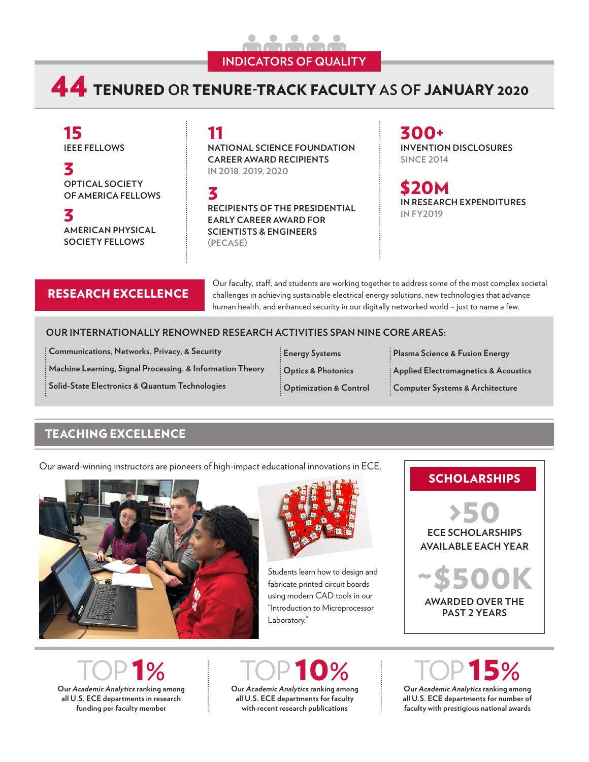# INDICATORS OF QUALITY

## 44 TENURED OR TENURE-TRACK FACULTY AS OF JANUARY 2020

**15**
IEEE FELLOWS

**3**
OPTICAL SOCIETY OF AMERICA FELLOWS

**3**
AMERICAN PHYSICAL SOCIETY FELLOWS

**11**
NATIONAL SCIENCE FOUNDATION CAREER AWARD RECIPIENTS
IN 2018, 2019, 2020

**3**
RECIPIENTS OF THE PRESIDENTIAL EARLY CAREER AWARD FOR SCIENTISTS & ENGINEERS
(PECASE)

**300+**
INVENTION DISCLOSURES
SINCE 2014

**$20M**
IN RESEARCH EXPENDITURES
IN FY2019

## RESEARCH EXCELLENCE

Our faculty, staff, and students are working together to address some of the most complex societal challenges in achieving sustainable electrical energy solutions, new technologies that advance human health, and enhanced security in our digitally networked world – just to name a few.

### OUR INTERNATIONALLY RENOWNED RESEARCH ACTIVITIES SPAN NINE CORE AREAS:

- Communications, Networks, Privacy, & Security
- Machine Learning, Signal Processing, & Information Theory
- Solid-State Electronics & Quantum Technologies
- Energy Systems
- Optics & Photonics
- Optimization & Control
- Plasma Science & Fusion Energy
- Applied Electromagnetics & Acoustics
- Computer Systems & Architecture

## TEACHING EXCELLENCE

Our award-winning instructors are pioneers of high-impact educational innovations in ECE.

Students learn how to design and fabricate printed circuit boards using modern CAD tools in our "Introduction to Microprocessor Laboratory."

### SCHOLARSHIPS

**>50**
ECE SCHOLARSHIPS AVAILABLE EACH YEAR

**~$500K**
AWARDED OVER THE PAST 2 YEARS

**TOP 1%**
Our *Academic Analytics* ranking among all U.S. ECE departments in research funding per faculty member

**TOP 10%**
Our *Academic Analytics* ranking among all U.S. ECE departments for faculty with recent research publications

**TOP 15%**
Our *Academic Analytics* ranking among all U.S. ECE departments for number of faculty with prestigious national awards